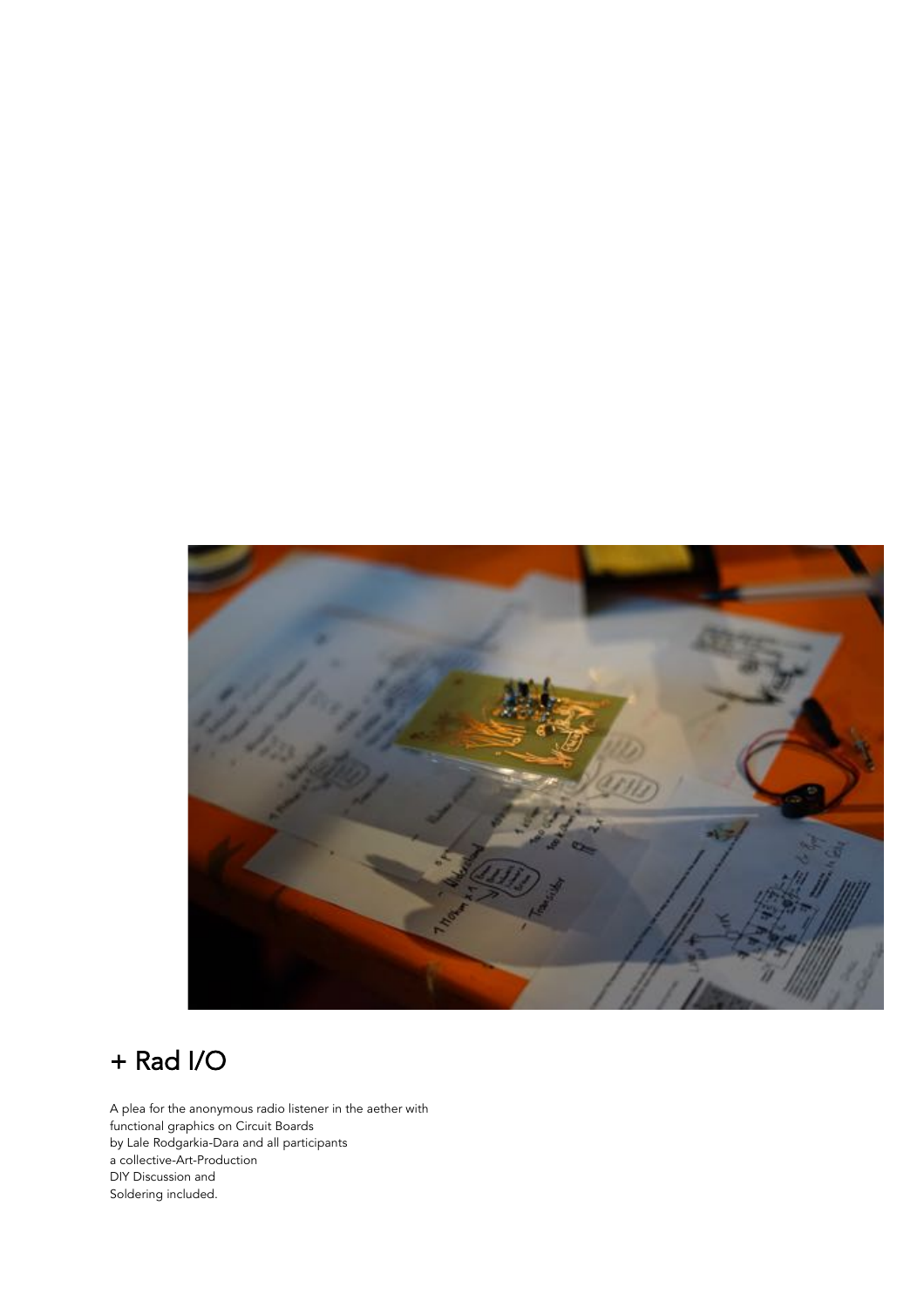# + Rad I/O

A plea for the anonymous radio listener in the aether with
functional graphics on Circuit Boards
by Lale Rodgarkia-Dara and all participants
a collective-Art-Production
DIY Discussion and
Soldering included.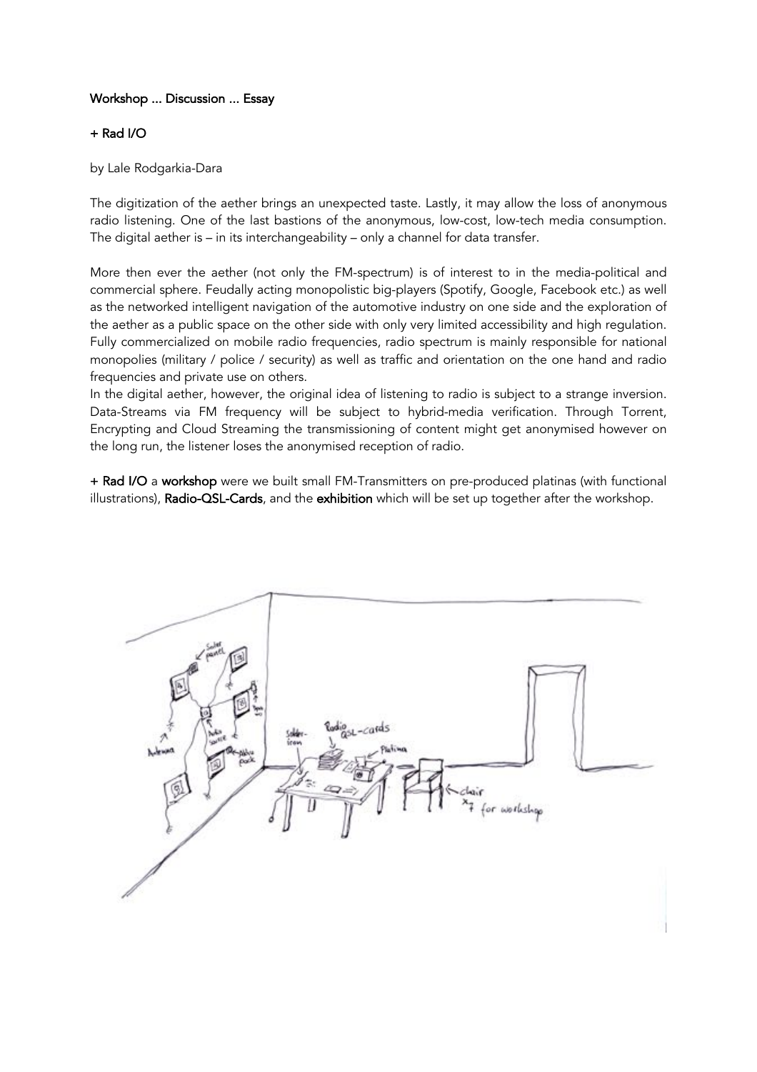Workshop ... Discussion ... Essay

## + Rad I/O

by Lale Rodgarkia-Dara

The digitization of the aether brings an unexpected taste. Lastly, it may allow the loss of anonymous radio listening. One of the last bastions of the anonymous, low-cost, low-tech media consumption. The digital aether is – in its interchangeability – only a channel for data transfer.

More then ever the aether (not only the FM-spectrum) is of interest to in the media-political and commercial sphere. Feudally acting monopolistic big-players (Spotify, Google, Facebook etc.) as well as the networked intelligent navigation of the automotive industry on one side and the exploration of the aether as a public space on the other side with only very limited accessibility and high regulation. Fully commercialized on mobile radio frequencies, radio spectrum is mainly responsible for national monopolies (military / police / security) as well as traffic and orientation on the one hand and radio frequencies and private use on others.
In the digital aether, however, the original idea of listening to radio is subject to a strange inversion. Data-Streams via FM frequency will be subject to hybrid-media verification. Through Torrent, Encrypting and Cloud Streaming the transmissioning of content might get anonymised however on the long run, the listener loses the anonymised reception of radio.

+ Rad I/O a **workshop** were we built small FM-Transmitters on pre-produced platinas (with functional illustrations), **Radio-QSL-Cards**, and the **exhibition** which will be set up together after the workshop.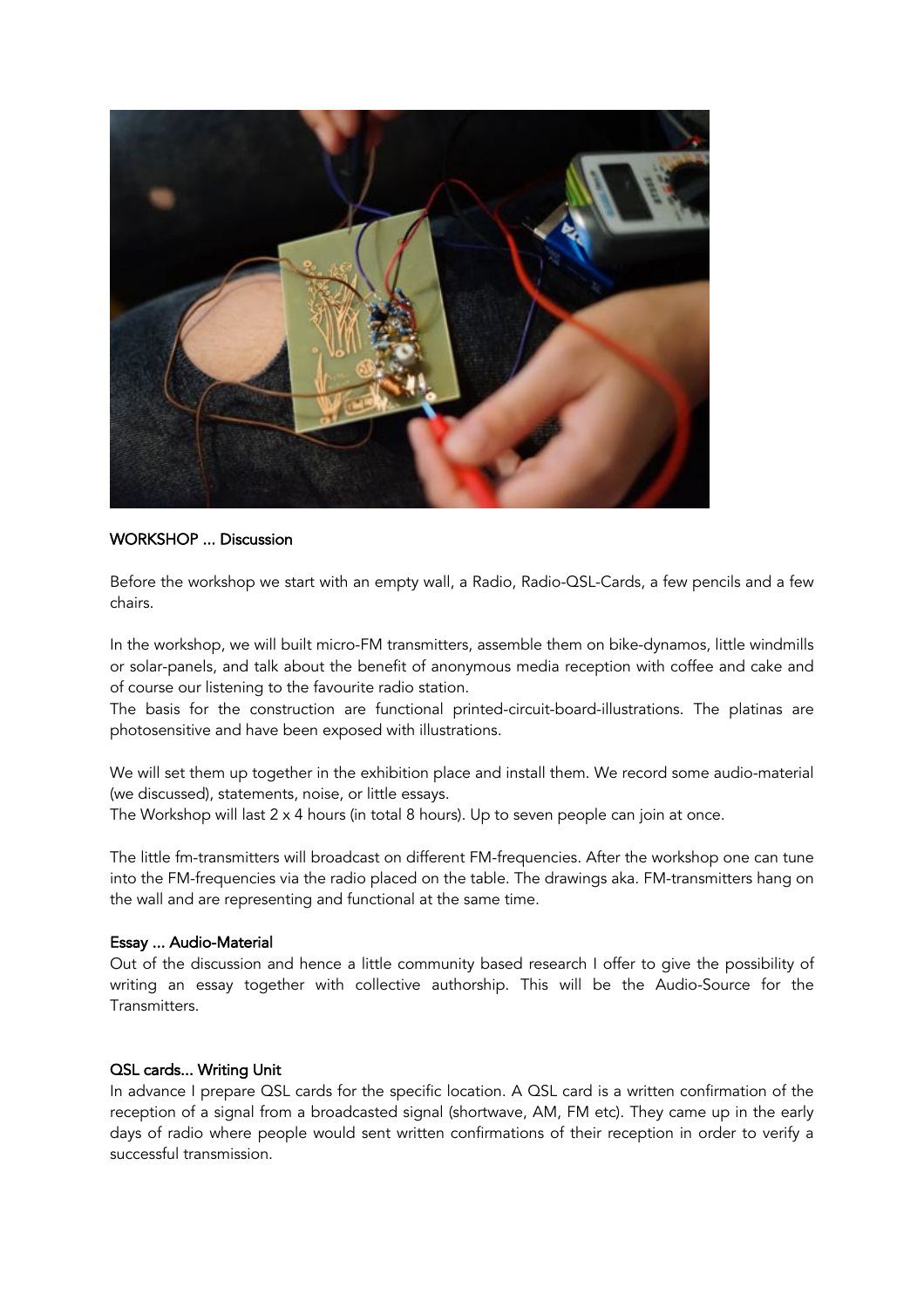## WORKSHOP ... Discussion

Before the workshop we start with an empty wall, a Radio, Radio-QSL-Cards, a few pencils and a few chairs.

In the workshop, we will built micro-FM transmitters, assemble them on bike-dynamos, little windmills or solar-panels, and talk about the benefit of anonymous media reception with coffee and cake and of course our listening to the favourite radio station.
The basis for the construction are functional printed-circuit-board-illustrations. The platinas are photosensitive and have been exposed with illustrations.

We will set them up together in the exhibition place and install them. We record some audio-material (we discussed), statements, noise, or little essays.
The Workshop will last 2 x 4 hours (in total 8 hours). Up to seven people can join at once.

The little fm-transmitters will broadcast on different FM-frequencies. After the workshop one can tune into the FM-frequencies via the radio placed on the table. The drawings aka. FM-transmitters hang on the wall and are representing and functional at the same time.

## Essay ... Audio-Material

Out of the discussion and hence a little community based research I offer to give the possibility of writing an essay together with collective authorship. This will be the Audio-Source for the Transmitters.

## QSL cards... Writing Unit

In advance I prepare QSL cards for the specific location. A QSL card is a written confirmation of the reception of a signal from a broadcasted signal (shortwave, AM, FM etc). They came up in the early days of radio where people would sent written confirmations of their reception in order to verify a successful transmission.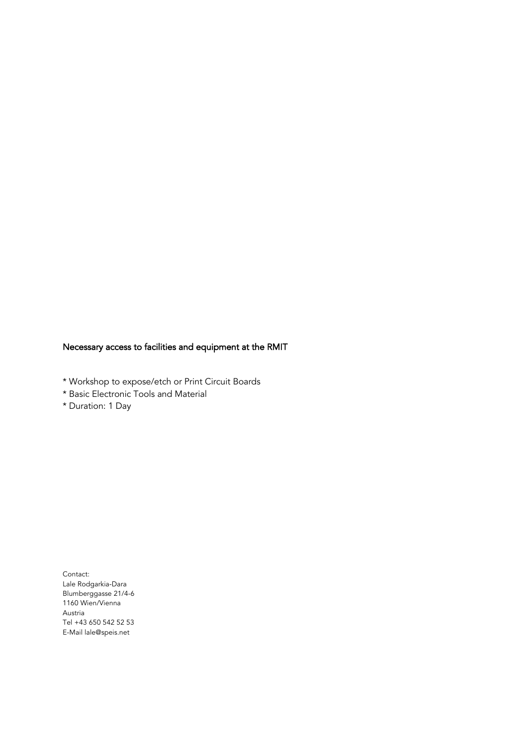### Necessary access to facilities and equipment at the RMIT

* Workshop to expose/etch or Print Circuit Boards
* Basic Electronic Tools and Material
* Duration: 1 Day

Contact:
Lale Rodgarkia-Dara
Blumberggasse 21/4-6
1160 Wien/Vienna
Austria
Tel +43 650 542 52 53
E-Mail lale@speis.net